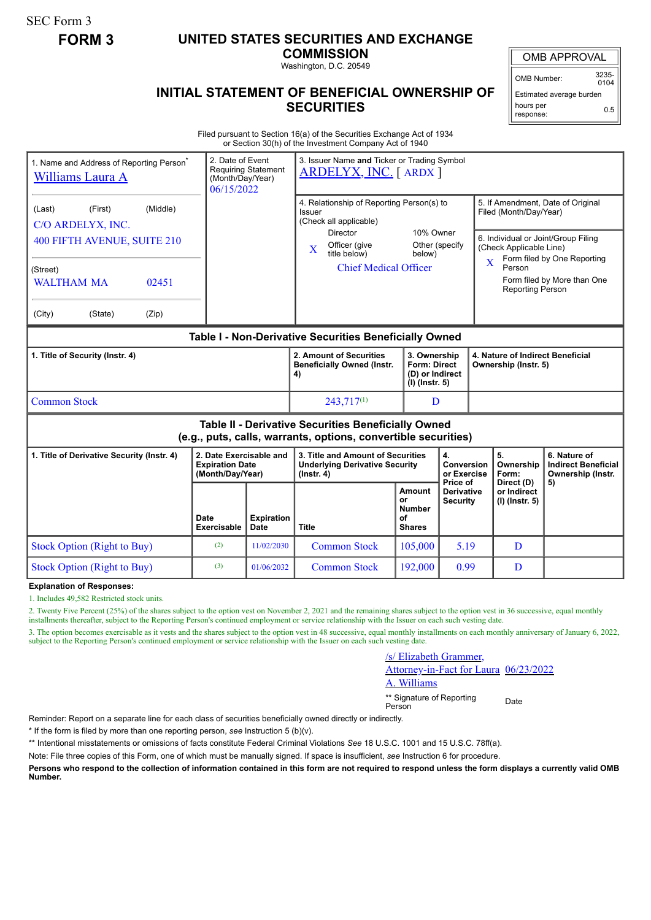SEC Form 3

**FORM 3**

# UNITED STATES SECURITIES AND EXCHANGE COMMISSION

Washington, D.C. 20549

## INITIAL STATEMENT OF BENEFICIAL OWNERSHIP OF SECURITIES

| OMB APPROVAL | |
|---|---|
| OMB Number: | 3235-0104 |
| Estimated average burden hours per response: | 0.5 |

Filed pursuant to Section 16(a) of the Securities Exchange Act of 1934 or Section 30(h) of the Investment Company Act of 1940

1. Name and Address of Reporting Person*
Williams Laura A

(Last) (First) (Middle)
C/O ARDELYX, INC.
400 FIFTH AVENUE, SUITE 210

(Street)
WALTHAM MA 02451

(City) (State) (Zip)

2. Date of Event Requiring Statement (Month/Day/Year)
06/15/2022

3. Issuer Name **and** Ticker or Trading Symbol
ARDELYX, INC. [ ARDX ]

4. Relationship of Reporting Person(s) to Issuer (Check all applicable)
Director — 10% Owner
X Officer (give title below) — Other (specify below)
Chief Medical Officer

5. If Amendment, Date of Original Filed (Month/Day/Year)

6. Individual or Joint/Group Filing (Check Applicable Line)
X Form filed by One Reporting Person
Form filed by More than One Reporting Person

**Table I - Non-Derivative Securities Beneficially Owned**

| 1. Title of Security (Instr. 4) | 2. Amount of Securities Beneficially Owned (Instr. 4) | 3. Ownership Form: Direct (D) or Indirect (I) (Instr. 5) | 4. Nature of Indirect Beneficial Ownership (Instr. 5) |
|---|---|---|---|
| Common Stock | 243,717[(1)] | D | |

**Table II - Derivative Securities Beneficially Owned (e.g., puts, calls, warrants, options, convertible securities)**

| 1. Title of Derivative Security (Instr. 4) | 2. Date Exercisable and Expiration Date (Month/Day/Year) | | 3. Title and Amount of Securities Underlying Derivative Security (Instr. 4) | | 4. Conversion or Exercise Price of Derivative Security | 5. Ownership Form: Direct (D) or Indirect (I) (Instr. 5) | 6. Nature of Indirect Beneficial Ownership (Instr. 5) |
|---|---|---|---|---|---|---|---|
| | Date Exercisable | Expiration Date | Title | Amount or Number of Shares | | | |
| Stock Option (Right to Buy) | (2) | 11/02/2030 | Common Stock | 105,000 | 5.19 | D | |
| Stock Option (Right to Buy) | (3) | 01/06/2032 | Common Stock | 192,000 | 0.99 | D | |

**Explanation of Responses:**

1. Includes 49,582 Restricted stock units.
2. Twenty Five Percent (25%) of the shares subject to the option vest on November 2, 2021 and the remaining shares subject to the option vest in 36 successive, equal monthly installments thereafter, subject to the Reporting Person's continued employment or service relationship with the Issuer on each such vesting date.
3. The option becomes exercisable as it vests and the shares subject to the option vest in 48 successive, equal monthly installments on each monthly anniversary of January 6, 2022, subject to the Reporting Person's continued employment or service relationship with the Issuer on each such vesting date.

/s/ Elizabeth Grammer, Attorney-in-Fact for Laura A. Williams — 06/23/2022

** Signature of Reporting Person — Date

Reminder: Report on a separate line for each class of securities beneficially owned directly or indirectly.

* If the form is filed by more than one reporting person, *see* Instruction 5 (b)(v).

** Intentional misstatements or omissions of facts constitute Federal Criminal Violations *See* 18 U.S.C. 1001 and 15 U.S.C. 78ff(a).

Note: File three copies of this Form, one of which must be manually signed. If space is insufficient, *see* Instruction 6 for procedure.

**Persons who respond to the collection of information contained in this form are not required to respond unless the form displays a currently valid OMB Number.**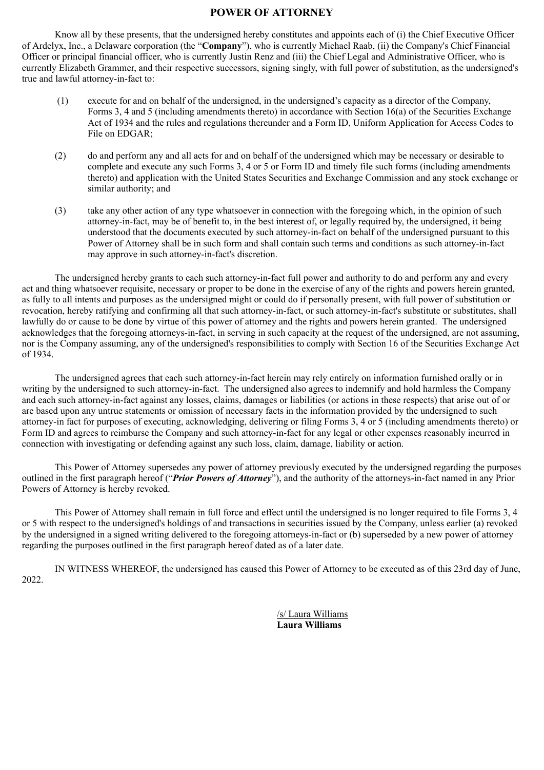# POWER OF ATTORNEY

Know all by these presents, that the undersigned hereby constitutes and appoints each of (i) the Chief Executive Officer of Ardelyx, Inc., a Delaware corporation (the "**Company**"), who is currently Michael Raab, (ii) the Company's Chief Financial Officer or principal financial officer, who is currently Justin Renz and (iii) the Chief Legal and Administrative Officer, who is currently Elizabeth Grammer, and their respective successors, signing singly, with full power of substitution, as the undersigned's true and lawful attorney-in-fact to:

(1) execute for and on behalf of the undersigned, in the undersigned's capacity as a director of the Company, Forms 3, 4 and 5 (including amendments thereto) in accordance with Section 16(a) of the Securities Exchange Act of 1934 and the rules and regulations thereunder and a Form ID, Uniform Application for Access Codes to File on EDGAR;

(2) do and perform any and all acts for and on behalf of the undersigned which may be necessary or desirable to complete and execute any such Forms 3, 4 or 5 or Form ID and timely file such forms (including amendments thereto) and application with the United States Securities and Exchange Commission and any stock exchange or similar authority; and

(3) take any other action of any type whatsoever in connection with the foregoing which, in the opinion of such attorney-in-fact, may be of benefit to, in the best interest of, or legally required by, the undersigned, it being understood that the documents executed by such attorney-in-fact on behalf of the undersigned pursuant to this Power of Attorney shall be in such form and shall contain such terms and conditions as such attorney-in-fact may approve in such attorney-in-fact's discretion.

The undersigned hereby grants to each such attorney-in-fact full power and authority to do and perform any and every act and thing whatsoever requisite, necessary or proper to be done in the exercise of any of the rights and powers herein granted, as fully to all intents and purposes as the undersigned might or could do if personally present, with full power of substitution or revocation, hereby ratifying and confirming all that such attorney-in-fact, or such attorney-in-fact's substitute or substitutes, shall lawfully do or cause to be done by virtue of this power of attorney and the rights and powers herein granted. The undersigned acknowledges that the foregoing attorneys-in-fact, in serving in such capacity at the request of the undersigned, are not assuming, nor is the Company assuming, any of the undersigned's responsibilities to comply with Section 16 of the Securities Exchange Act of 1934.

The undersigned agrees that each such attorney-in-fact herein may rely entirely on information furnished orally or in writing by the undersigned to such attorney-in-fact. The undersigned also agrees to indemnify and hold harmless the Company and each such attorney-in-fact against any losses, claims, damages or liabilities (or actions in these respects) that arise out of or are based upon any untrue statements or omission of necessary facts in the information provided by the undersigned to such attorney-in fact for purposes of executing, acknowledging, delivering or filing Forms 3, 4 or 5 (including amendments thereto) or Form ID and agrees to reimburse the Company and such attorney-in-fact for any legal or other expenses reasonably incurred in connection with investigating or defending against any such loss, claim, damage, liability or action.

This Power of Attorney supersedes any power of attorney previously executed by the undersigned regarding the purposes outlined in the first paragraph hereof ("***Prior Powers of Attorney***"), and the authority of the attorneys-in-fact named in any Prior Powers of Attorney is hereby revoked.

This Power of Attorney shall remain in full force and effect until the undersigned is no longer required to file Forms 3, 4 or 5 with respect to the undersigned's holdings of and transactions in securities issued by the Company, unless earlier (a) revoked by the undersigned in a signed writing delivered to the foregoing attorneys-in-fact or (b) superseded by a new power of attorney regarding the purposes outlined in the first paragraph hereof dated as of a later date.

IN WITNESS WHEREOF, the undersigned has caused this Power of Attorney to be executed as of this 23rd day of June, 2022.

/s/ Laura Williams
**Laura Williams**